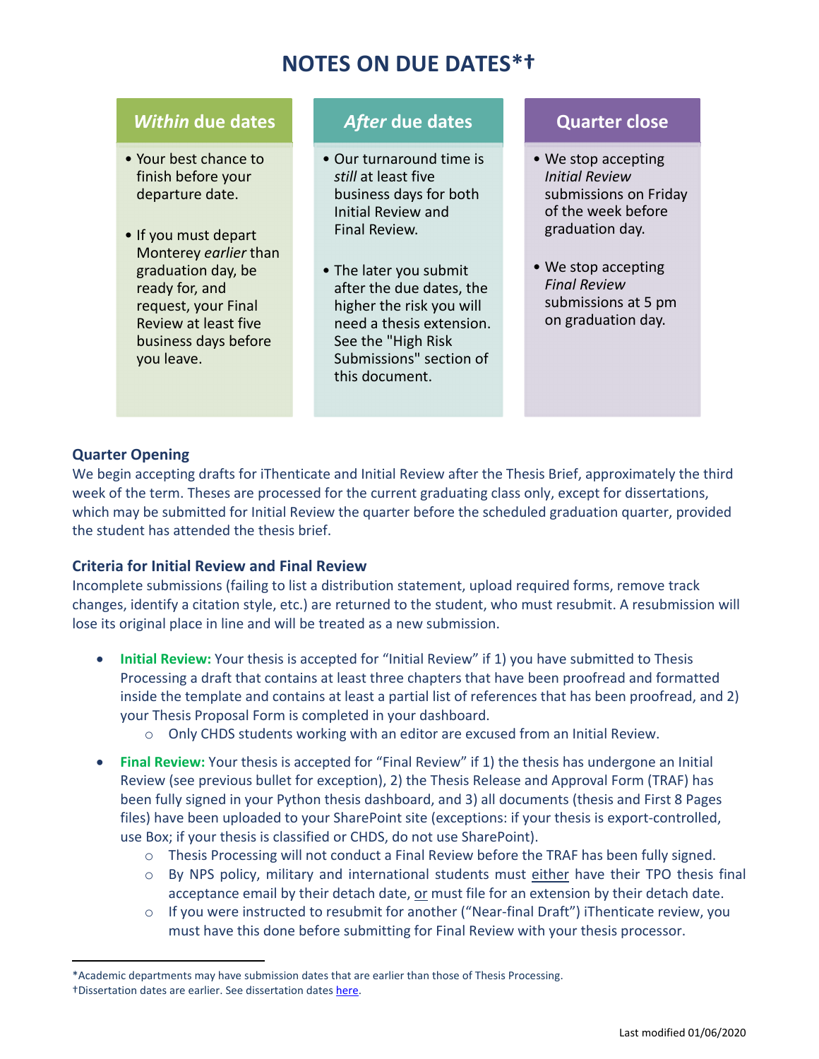# NOTES ON DUE DATES*†

| *Within* due dates | *After* due dates | Quarter close |
|---|---|---|
| • Your best chance to finish before your departure date.<br><br>• If you must depart Monterey *earlier* than graduation day, be ready for, and request, your Final Review at least five business days before you leave. | • Our turnaround time is *still* at least five business days for both Initial Review and Final Review.<br><br>• The later you submit after the due dates, the higher the risk you will need a thesis extension. See the "High Risk Submissions" section of this document. | • We stop accepting *Initial Review* submissions on Friday of the week before graduation day.<br><br>• We stop accepting *Final Review* submissions at 5 pm on graduation day. |

### Quarter Opening

We begin accepting drafts for iThenticate and Initial Review after the Thesis Brief, approximately the third week of the term. Theses are processed for the current graduating class only, except for dissertations, which may be submitted for Initial Review the quarter before the scheduled graduation quarter, provided the student has attended the thesis brief.

### Criteria for Initial Review and Final Review

Incomplete submissions (failing to list a distribution statement, upload required forms, remove track changes, identify a citation style, etc.) are returned to the student, who must resubmit. A resubmission will lose its original place in line and will be treated as a new submission.

- **Initial Review:** Your thesis is accepted for "Initial Review" if 1) you have submitted to Thesis Processing a draft that contains at least three chapters that have been proofread and formatted inside the template and contains at least a partial list of references that has been proofread, and 2) your Thesis Proposal Form is completed in your dashboard.
  - Only CHDS students working with an editor are excused from an Initial Review.
- **Final Review:** Your thesis is accepted for "Final Review" if 1) the thesis has undergone an Initial Review (see previous bullet for exception), 2) the Thesis Release and Approval Form (TRAF) has been fully signed in your Python thesis dashboard, and 3) all documents (thesis and First 8 Pages files) have been uploaded to your SharePoint site (exceptions: if your thesis is export-controlled, use Box; if your thesis is classified or CHDS, do not use SharePoint).
  - Thesis Processing will not conduct a Final Review before the TRAF has been fully signed.
  - By NPS policy, military and international students must <u>either</u> have their TPO thesis final acceptance email by their detach date, <u>or</u> must file for an extension by their detach date.
  - If you were instructed to resubmit for another ("Near-final Draft") iThenticate review, you must have this done before submitting for Final Review with your thesis processor.

---

*Academic departments may have submission dates that are earlier than those of Thesis Processing.
†Dissertation dates are earlier. See dissertation dates here.

Last modified 01/06/2020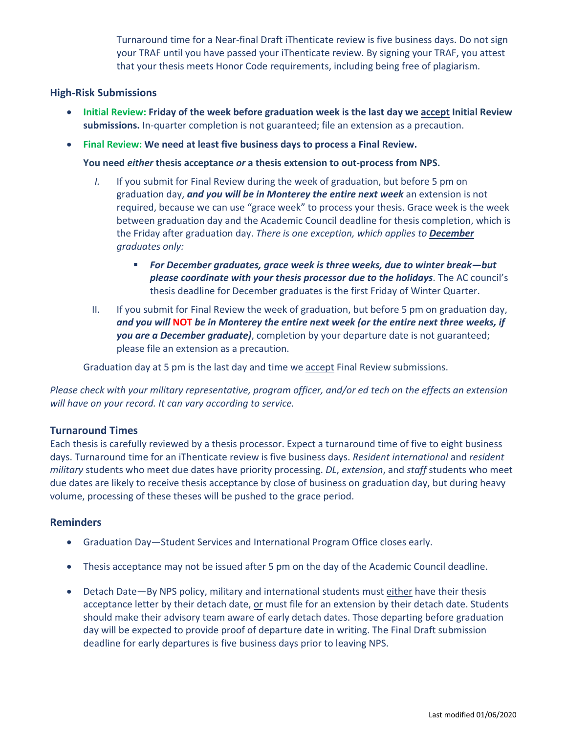Turnaround time for a Near-final Draft iThenticate review is five business days. Do not sign your TRAF until you have passed your iThenticate review. By signing your TRAF, you attest that your thesis meets Honor Code requirements, including being free of plagiarism.

### High-Risk Submissions

- **Initial Review: Friday of the week before graduation week is the last day we accept Initial Review submissions.** In-quarter completion is not guaranteed; file an extension as a precaution.
- **Final Review: We need at least five business days to process a Final Review.**

  **You need *either* thesis acceptance *or* a thesis extension to out-process from NPS.**

  I. If you submit for Final Review during the week of graduation, but before 5 pm on graduation day, ***and you will be in Monterey the entire next week*** an extension is not required, because we can use "grace week" to process your thesis. Grace week is the week between graduation day and the Academic Council deadline for thesis completion, which is the Friday after graduation day. *There is one exception, which applies to **December** graduates only:*

     - ***For December graduates, grace week is three weeks, due to winter break—but please coordinate with your thesis processor due to the holidays***. The AC council's thesis deadline for December graduates is the first Friday of Winter Quarter.

  II. If you submit for Final Review the week of graduation, but before 5 pm on graduation day, ***and you will NOT be in Monterey the entire next week (or the entire next three weeks, if you are a December graduate)***, completion by your departure date is not guaranteed; please file an extension as a precaution.

  Graduation day at 5 pm is the last day and time we accept Final Review submissions.

*Please check with your military representative, program officer, and/or ed tech on the effects an extension will have on your record. It can vary according to service.*

### Turnaround Times

Each thesis is carefully reviewed by a thesis processor. Expect a turnaround time of five to eight business days. Turnaround time for an iThenticate review is five business days. *Resident international* and *resident military* students who meet due dates have priority processing. *DL*, *extension*, and *staff* students who meet due dates are likely to receive thesis acceptance by close of business on graduation day, but during heavy volume, processing of these theses will be pushed to the grace period.

### Reminders

- Graduation Day—Student Services and International Program Office closes early.
- Thesis acceptance may not be issued after 5 pm on the day of the Academic Council deadline.
- Detach Date—By NPS policy, military and international students must either have their thesis acceptance letter by their detach date, or must file for an extension by their detach date. Students should make their advisory team aware of early detach dates. Those departing before graduation day will be expected to provide proof of departure date in writing. The Final Draft submission deadline for early departures is five business days prior to leaving NPS.

Last modified 01/06/2020